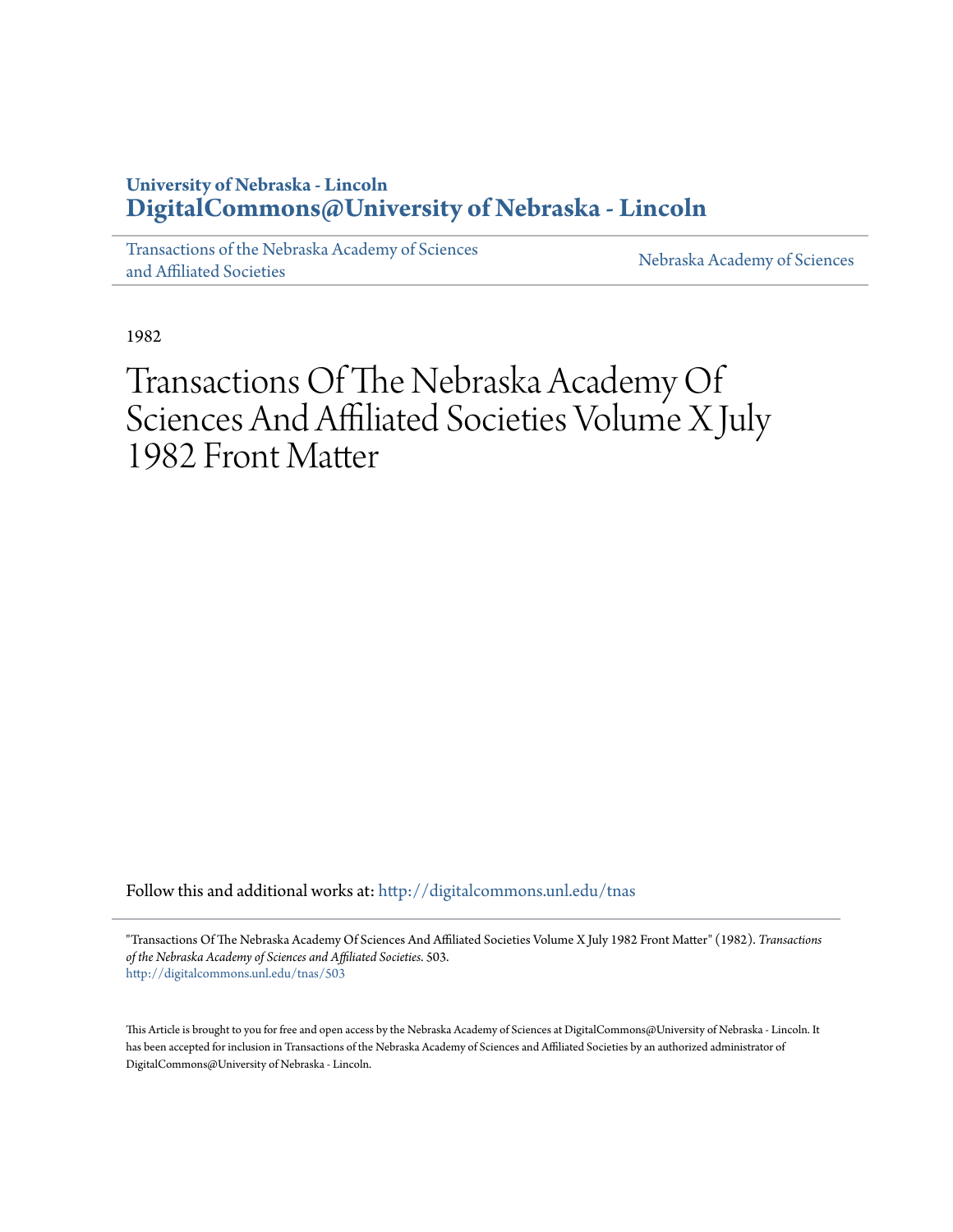University of Nebraska - Lincoln
**DigitalCommons@University of Nebraska - Lincoln**

Transactions of the Nebraska Academy of Sciences and Affiliated Societies | Nebraska Academy of Sciences

1982

# Transactions Of The Nebraska Academy Of Sciences And Affiliated Societies Volume X July 1982 Front Matter

Follow this and additional works at: http://digitalcommons.unl.edu/tnas

"Transactions Of The Nebraska Academy Of Sciences And Affiliated Societies Volume X July 1982 Front Matter" (1982). *Transactions of the Nebraska Academy of Sciences and Affiliated Societies*. 503.
http://digitalcommons.unl.edu/tnas/503

This Article is brought to you for free and open access by the Nebraska Academy of Sciences at DigitalCommons@University of Nebraska - Lincoln. It has been accepted for inclusion in Transactions of the Nebraska Academy of Sciences and Affiliated Societies by an authorized administrator of DigitalCommons@University of Nebraska - Lincoln.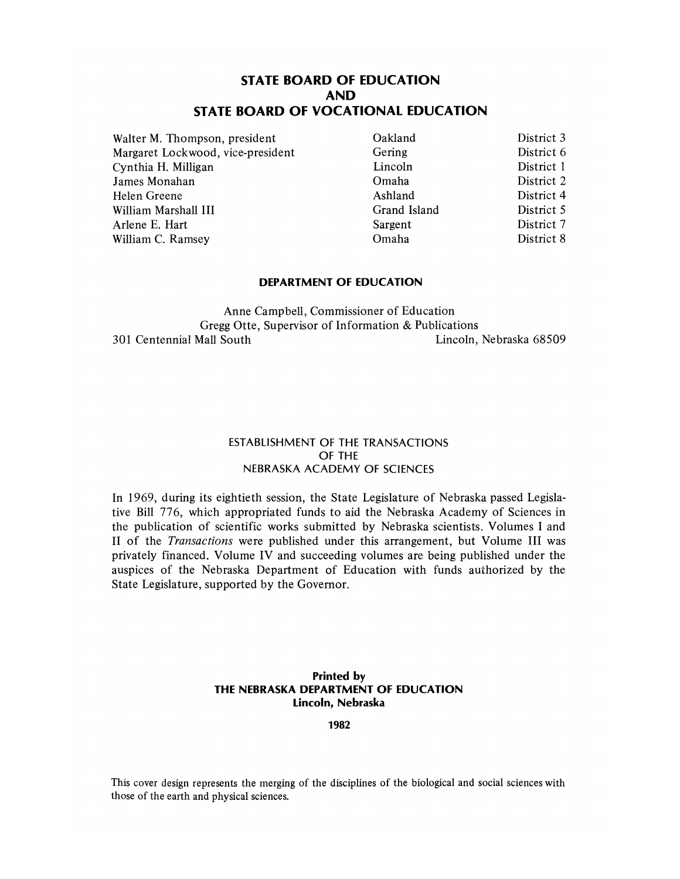## STATE BOARD OF EDUCATION
## AND
## STATE BOARD OF VOCATIONAL EDUCATION

| | | |
|---|---|---|
| Walter M. Thompson, president | Oakland | District 3 |
| Margaret Lockwood, vice-president | Gering | District 6 |
| Cynthia H. Milligan | Lincoln | District 1 |
| James Monahan | Omaha | District 2 |
| Helen Greene | Ashland | District 4 |
| William Marshall III | Grand Island | District 5 |
| Arlene E. Hart | Sargent | District 7 |
| William C. Ramsey | Omaha | District 8 |

### DEPARTMENT OF EDUCATION

Anne Campbell, Commissioner of Education
Gregg Otte, Supervisor of Information & Publications
301 Centennial Mall South — Lincoln, Nebraska 68509

### ESTABLISHMENT OF THE TRANSACTIONS OF THE NEBRASKA ACADEMY OF SCIENCES

In 1969, during its eightieth session, the State Legislature of Nebraska passed Legislative Bill 776, which appropriated funds to aid the Nebraska Academy of Sciences in the publication of scientific works submitted by Nebraska scientists. Volumes I and II of the *Transactions* were published under this arrangement, but Volume III was privately financed. Volume IV and succeeding volumes are being published under the auspices of the Nebraska Department of Education with funds authorized by the State Legislature, supported by the Governor.

**Printed by**
**THE NEBRASKA DEPARTMENT OF EDUCATION**
**Lincoln, Nebraska**

**1982**

This cover design represents the merging of the disciplines of the biological and social sciences with those of the earth and physical sciences.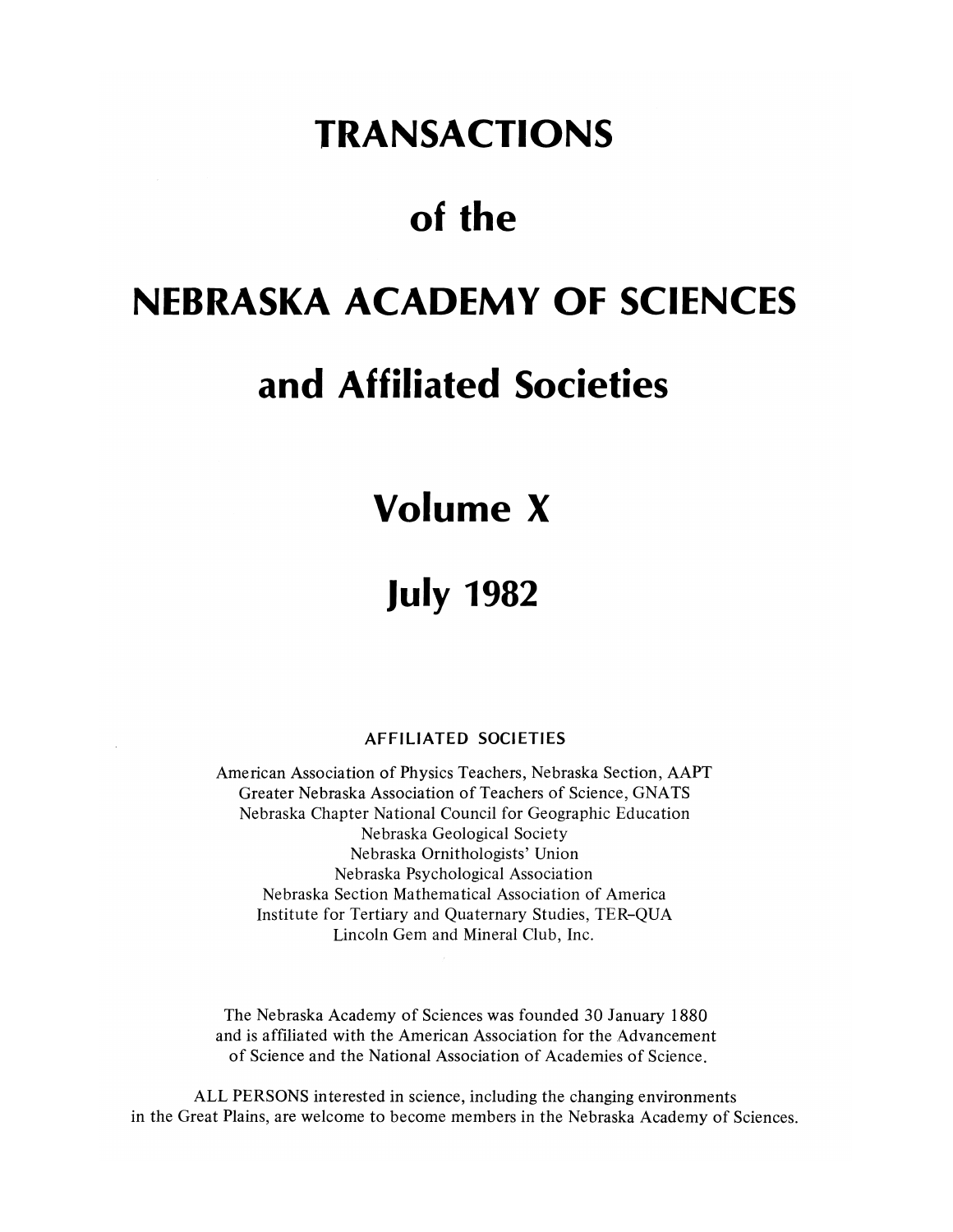# TRANSACTIONS

# of the

# NEBRASKA ACADEMY OF SCIENCES

# and Affiliated Societies

# Volume X

# July 1982

## AFFILIATED SOCIETIES

American Association of Physics Teachers, Nebraska Section, AAPT
Greater Nebraska Association of Teachers of Science, GNATS
Nebraska Chapter National Council for Geographic Education
Nebraska Geological Society
Nebraska Ornithologists' Union
Nebraska Psychological Association
Nebraska Section Mathematical Association of America
Institute for Tertiary and Quaternary Studies, TER-QUA
Lincoln Gem and Mineral Club, Inc.

The Nebraska Academy of Sciences was founded 30 January 1880 and is affiliated with the American Association for the Advancement of Science and the National Association of Academies of Science.

ALL PERSONS interested in science, including the changing environments in the Great Plains, are welcome to become members in the Nebraska Academy of Sciences.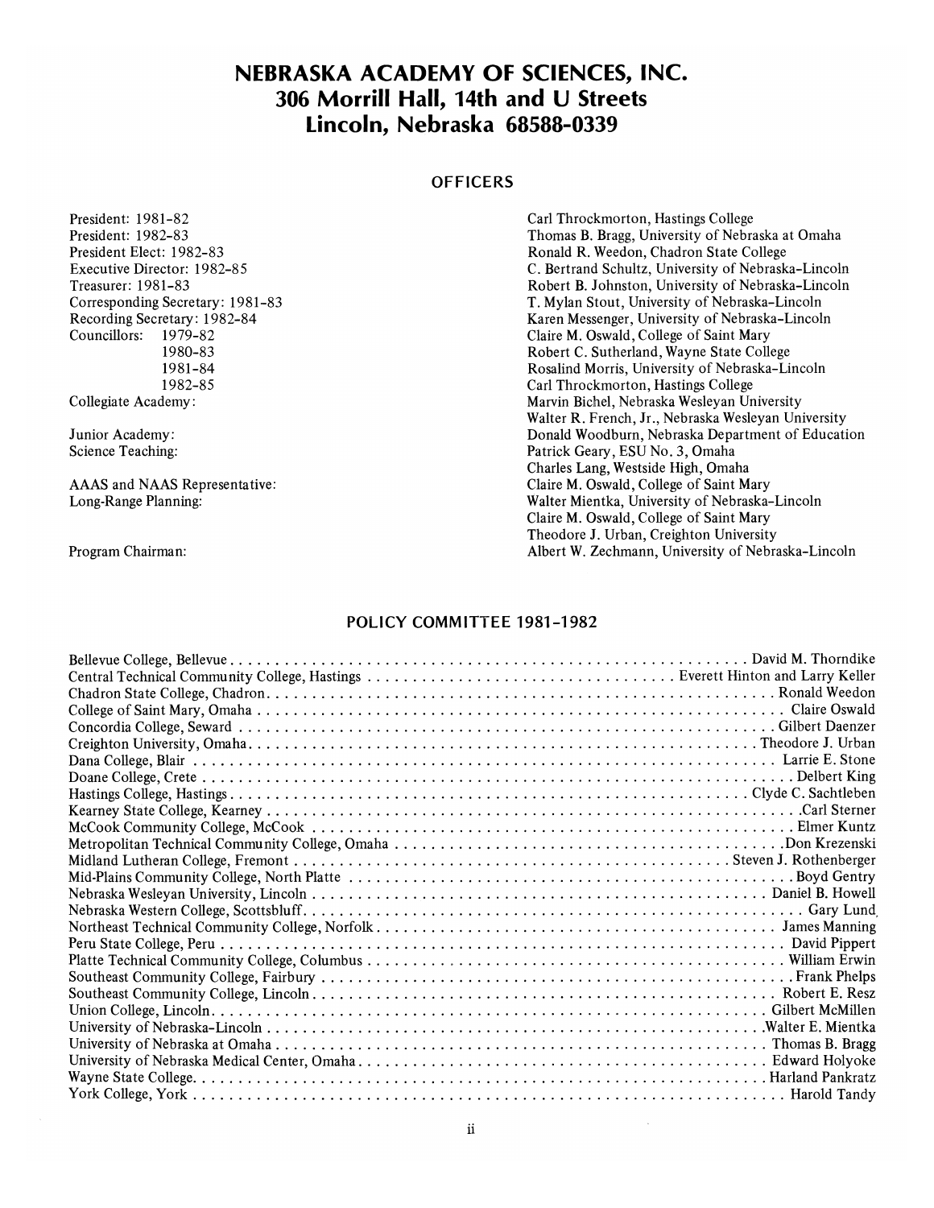# NEBRASKA ACADEMY OF SCIENCES, INC.
## 306 Morrill Hall, 14th and U Streets
## Lincoln, Nebraska 68588-0339

### OFFICERS

| | |
|---|---|
| President: 1981-82 | Carl Throckmorton, Hastings College |
| President: 1982-83 | Thomas B. Bragg, University of Nebraska at Omaha |
| President Elect: 1982-83 | Ronald R. Weedon, Chadron State College |
| Executive Director: 1982-85 | C. Bertrand Schultz, University of Nebraska-Lincoln |
| Treasurer: 1981-83 | Robert B. Johnston, University of Nebraska-Lincoln |
| Corresponding Secretary: 1981-83 | T. Mylan Stout, University of Nebraska-Lincoln |
| Recording Secretary: 1982-84 | Karen Messenger, University of Nebraska-Lincoln |
| Councillors: 1979-82 | Claire M. Oswald, College of Saint Mary |
| 1980-83 | Robert C. Sutherland, Wayne State College |
| 1981-84 | Rosalind Morris, University of Nebraska-Lincoln |
| 1982-85 | Carl Throckmorton, Hastings College |
| Collegiate Academy: | Marvin Bichel, Nebraska Wesleyan University |
| | Walter R. French, Jr., Nebraska Wesleyan University |
| Junior Academy: | Donald Woodburn, Nebraska Department of Education |
| Science Teaching: | Patrick Geary, ESU No. 3, Omaha |
| | Charles Lang, Westside High, Omaha |
| AAAS and NAAS Representative: | Claire M. Oswald, College of Saint Mary |
| Long-Range Planning: | Walter Mientka, University of Nebraska-Lincoln |
| | Claire M. Oswald, College of Saint Mary |
| | Theodore J. Urban, Creighton University |
| Program Chairman: | Albert W. Zechmann, University of Nebraska-Lincoln |

### POLICY COMMITTEE 1981-1982

| | |
|---|---|
| Bellevue College, Bellevue | David M. Thorndike |
| Central Technical Community College, Hastings | Everett Hinton and Larry Keller |
| Chadron State College, Chadron | Ronald Weedon |
| College of Saint Mary, Omaha | Claire Oswald |
| Concordia College, Seward | Gilbert Daenzer |
| Creighton University, Omaha | Theodore J. Urban |
| Dana College, Blair | Larrie E. Stone |
| Doane College, Crete | Delbert King |
| Hastings College, Hastings | Clyde C. Sachtleben |
| Kearney State College, Kearney | Carl Sterner |
| McCook Community College, McCook | Elmer Kuntz |
| Metropolitan Technical Community College, Omaha | Don Krezenski |
| Midland Lutheran College, Fremont | Steven J. Rothenberger |
| Mid-Plains Community College, North Platte | Boyd Gentry |
| Nebraska Wesleyan University, Lincoln | Daniel B. Howell |
| Nebraska Western College, Scottsbluff | Gary Lund |
| Northeast Technical Community College, Norfolk | James Manning |
| Peru State College, Peru | David Pippert |
| Platte Technical Community College, Columbus | William Erwin |
| Southeast Community College, Fairbury | Frank Phelps |
| Southeast Community College, Lincoln | Robert E. Resz |
| Union College, Lincoln | Gilbert McMillen |
| University of Nebraska-Lincoln | Walter E. Mientka |
| University of Nebraska at Omaha | Thomas B. Bragg |
| University of Nebraska Medical Center, Omaha | Edward Holyoke |
| Wayne State College | Harland Pankratz |
| York College, York | Harold Tandy |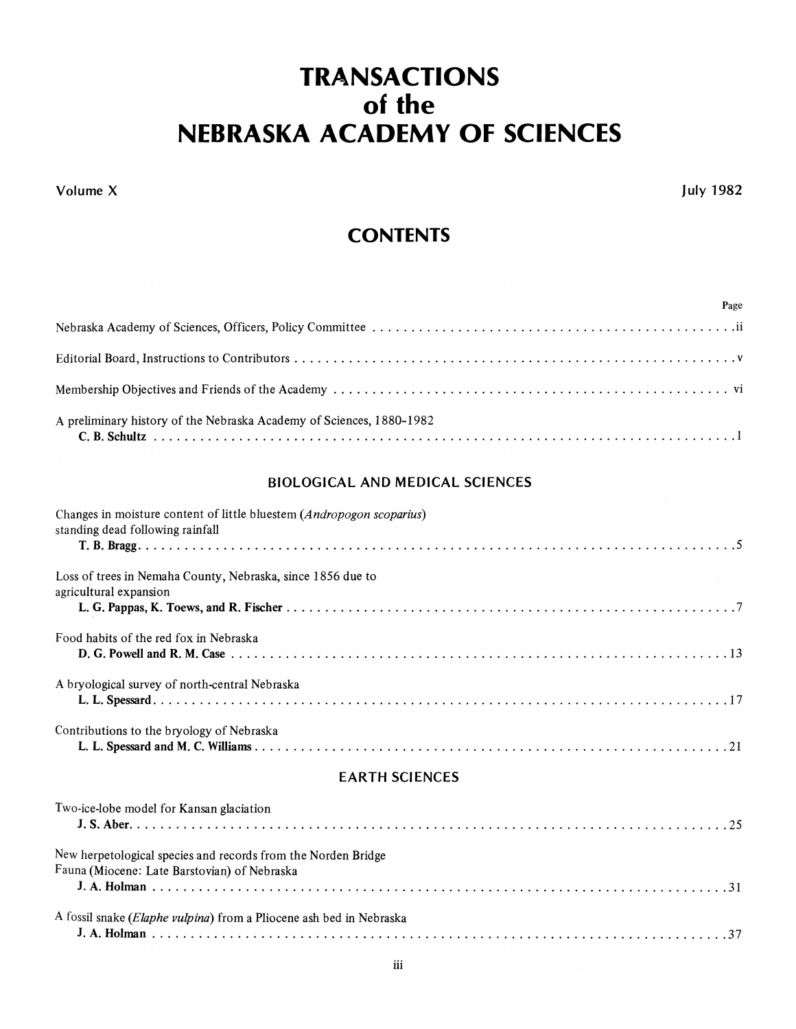# TRANSACTIONS
# of the
# NEBRASKA ACADEMY OF SCIENCES

Volume X July 1982

## CONTENTS

Page

Nebraska Academy of Sciences, Officers, Policy Committee . . . . . . . . . . ii

Editorial Board, Instructions to Contributors . . . . . . . . . . v

Membership Objectives and Friends of the Academy . . . . . . . . . . vi

A preliminary history of the Nebraska Academy of Sciences, 1880-1982
**C. B. Schultz** . . . . . . . . . . 1

### BIOLOGICAL AND MEDICAL SCIENCES

Changes in moisture content of little bluestem (*Andropogon scoparius*) standing dead following rainfall
**T. B. Bragg** . . . . . . . . . . 5

Loss of trees in Nemaha County, Nebraska, since 1856 due to agricultural expansion
**L. G. Pappas, K. Toews, and R. Fischer** . . . . . . . . . . 7

Food habits of the red fox in Nebraska
**D. G. Powell and R. M. Case** . . . . . . . . . . 13

A bryological survey of north-central Nebraska
**L. L. Spessard** . . . . . . . . . . 17

Contributions to the bryology of Nebraska
**L. L. Spessard and M. C. Williams** . . . . . . . . . . 21

### EARTH SCIENCES

Two-ice-lobe model for Kansan glaciation
**J. S. Aber** . . . . . . . . . . 25

New herpetological species and records from the Norden Bridge Fauna (Miocene: Late Barstovian) of Nebraska
**J. A. Holman** . . . . . . . . . . 31

A fossil snake (*Elaphe vulpina*) from a Pliocene ash bed in Nebraska
**J. A. Holman** . . . . . . . . . . 37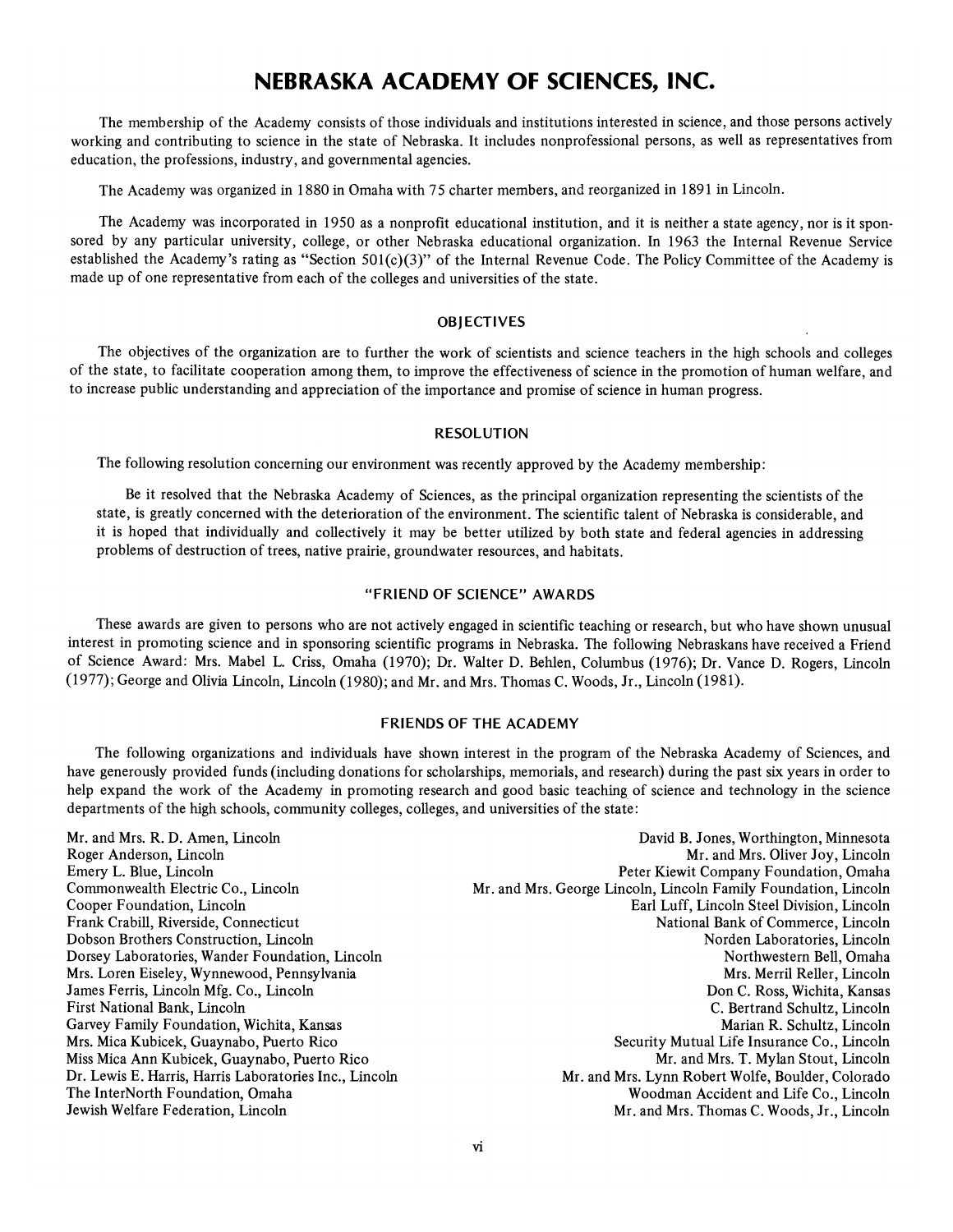# NEBRASKA ACADEMY OF SCIENCES, INC.

The membership of the Academy consists of those individuals and institutions interested in science, and those persons actively working and contributing to science in the state of Nebraska. It includes nonprofessional persons, as well as representatives from education, the professions, industry, and governmental agencies.

The Academy was organized in 1880 in Omaha with 75 charter members, and reorganized in 1891 in Lincoln.

The Academy was incorporated in 1950 as a nonprofit educational institution, and it is neither a state agency, nor is it sponsored by any particular university, college, or other Nebraska educational organization. In 1963 the Internal Revenue Service established the Academy's rating as "Section 501(c)(3)" of the Internal Revenue Code. The Policy Committee of the Academy is made up of one representative from each of the colleges and universities of the state.

## OBJECTIVES

The objectives of the organization are to further the work of scientists and science teachers in the high schools and colleges of the state, to facilitate cooperation among them, to improve the effectiveness of science in the promotion of human welfare, and to increase public understanding and appreciation of the importance and promise of science in human progress.

## RESOLUTION

The following resolution concerning our environment was recently approved by the Academy membership:

> Be it resolved that the Nebraska Academy of Sciences, as the principal organization representing the scientists of the state, is greatly concerned with the deterioration of the environment. The scientific talent of Nebraska is considerable, and it is hoped that individually and collectively it may be better utilized by both state and federal agencies in addressing problems of destruction of trees, native prairie, groundwater resources, and habitats.

## "FRIEND OF SCIENCE" AWARDS

These awards are given to persons who are not actively engaged in scientific teaching or research, but who have shown unusual interest in promoting science and in sponsoring scientific programs in Nebraska. The following Nebraskans have received a Friend of Science Award: Mrs. Mabel L. Criss, Omaha (1970); Dr. Walter D. Behlen, Columbus (1976); Dr. Vance D. Rogers, Lincoln (1977); George and Olivia Lincoln, Lincoln (1980); and Mr. and Mrs. Thomas C. Woods, Jr., Lincoln (1981).

## FRIENDS OF THE ACADEMY

The following organizations and individuals have shown interest in the program of the Nebraska Academy of Sciences, and have generously provided funds (including donations for scholarships, memorials, and research) during the past six years in order to help expand the work of the Academy in promoting research and good basic teaching of science and technology in the science departments of the high schools, community colleges, colleges, and universities of the state:

Mr. and Mrs. R. D. Amen, Lincoln
Roger Anderson, Lincoln
Emery L. Blue, Lincoln
Commonwealth Electric Co., Lincoln
Cooper Foundation, Lincoln
Frank Crabill, Riverside, Connecticut
Dobson Brothers Construction, Lincoln
Dorsey Laboratories, Wander Foundation, Lincoln
Mrs. Loren Eiseley, Wynnewood, Pennsylvania
James Ferris, Lincoln Mfg. Co., Lincoln
First National Bank, Lincoln
Garvey Family Foundation, Wichita, Kansas
Mrs. Mica Kubicek, Guaynabo, Puerto Rico
Miss Mica Ann Kubicek, Guaynabo, Puerto Rico
Dr. Lewis E. Harris, Harris Laboratories Inc., Lincoln
The InterNorth Foundation, Omaha
Jewish Welfare Federation, Lincoln
David B. Jones, Worthington, Minnesota
Mr. and Mrs. Oliver Joy, Lincoln
Peter Kiewit Company Foundation, Omaha
Mr. and Mrs. George Lincoln, Lincoln Family Foundation, Lincoln
Earl Luff, Lincoln Steel Division, Lincoln
National Bank of Commerce, Lincoln
Norden Laboratories, Lincoln
Northwestern Bell, Omaha
Mrs. Merril Reller, Lincoln
Don C. Ross, Wichita, Kansas
C. Bertrand Schultz, Lincoln
Marian R. Schultz, Lincoln
Security Mutual Life Insurance Co., Lincoln
Mr. and Mrs. T. Mylan Stout, Lincoln
Mr. and Mrs. Lynn Robert Wolfe, Boulder, Colorado
Woodman Accident and Life Co., Lincoln
Mr. and Mrs. Thomas C. Woods, Jr., Lincoln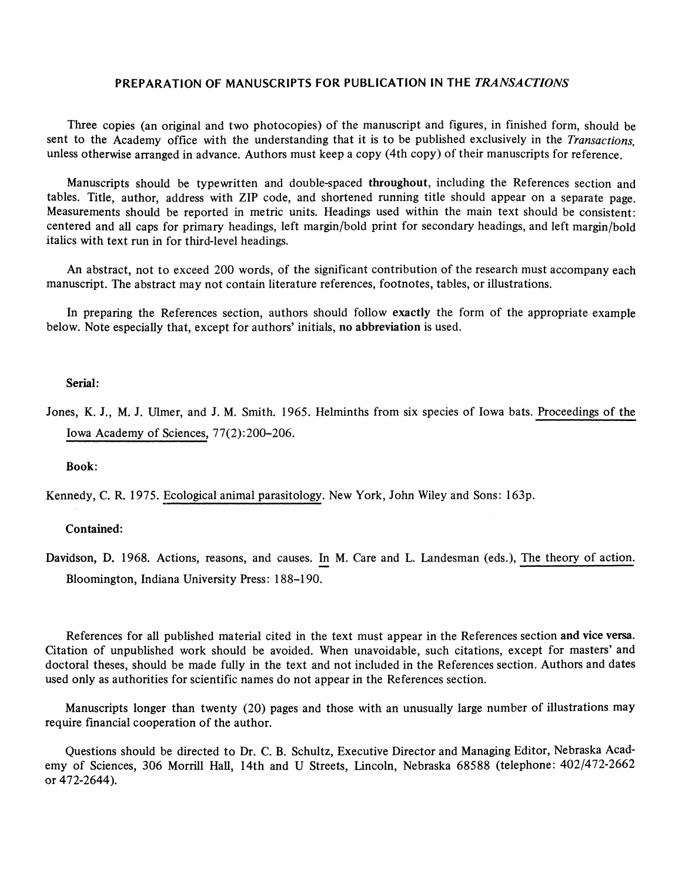## PREPARATION OF MANUSCRIPTS FOR PUBLICATION IN THE *TRANSACTIONS*

Three copies (an original and two photocopies) of the manuscript and figures, in finished form, should be sent to the Academy office with the understanding that it is to be published exclusively in the *Transactions*, unless otherwise arranged in advance. Authors must keep a copy (4th copy) of their manuscripts for reference.

Manuscripts should be typewritten and double-spaced **throughout**, including the References section and tables. Title, author, address with ZIP code, and shortened running title should appear on a separate page. Measurements should be reported in metric units. Headings used within the main text should be consistent: centered and all caps for primary headings, left margin/bold print for secondary headings, and left margin/bold italics with text run in for third-level headings.

An abstract, not to exceed 200 words, of the significant contribution of the research must accompany each manuscript. The abstract may not contain literature references, footnotes, tables, or illustrations.

In preparing the References section, authors should follow **exactly** the form of the appropriate example below. Note especially that, except for authors' initials, **no abbreviation** is used.

**Serial:**

Jones, K. J., M. J. Ulmer, and J. M. Smith. 1965. Helminths from six species of Iowa bats. <u>Proceedings of the Iowa Academy of Sciences,</u> 77(2):200–206.

**Book:**

Kennedy, C. R. 1975. <u>Ecological animal parasitology</u>. New York, John Wiley and Sons: 163p.

**Contained:**

Davidson, D. 1968. Actions, reasons, and causes. <u>In</u> M. Care and L. Landesman (eds.), <u>The theory of action.</u> Bloomington, Indiana University Press: 188–190.

References for all published material cited in the text must appear in the References section **and vice versa**. Citation of unpublished work should be avoided. When unavoidable, such citations, except for masters' and doctoral theses, should be made fully in the text and not included in the References section. Authors and dates used only as authorities for scientific names do not appear in the References section.

Manuscripts longer than twenty (20) pages and those with an unusually large number of illustrations may require financial cooperation of the author.

Questions should be directed to Dr. C. B. Schultz, Executive Director and Managing Editor, Nebraska Academy of Sciences, 306 Morrill Hall, 14th and U Streets, Lincoln, Nebraska 68588 (telephone: 402/472-2662 or 472-2644).